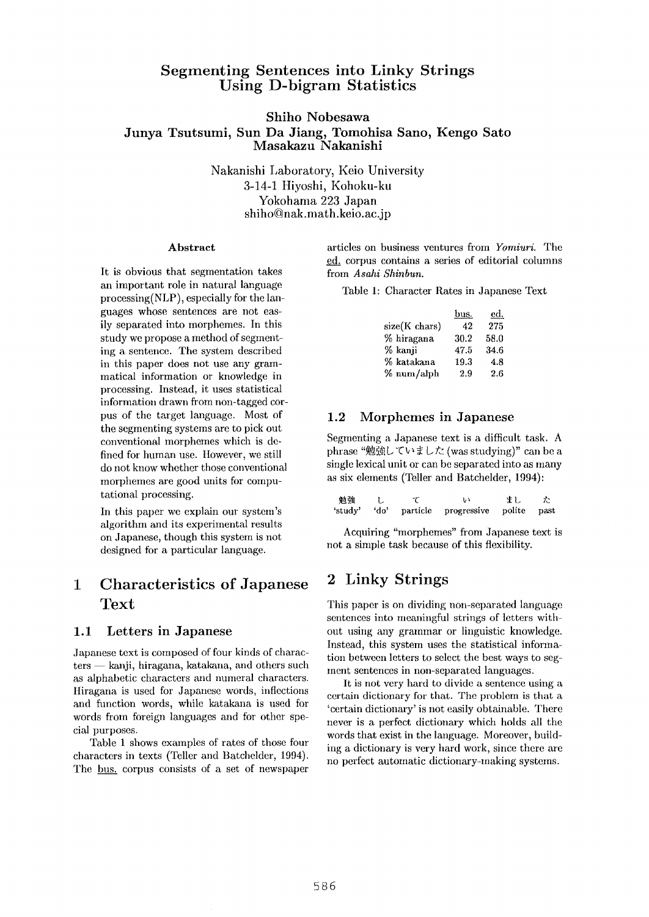# Segmenting Sentences into Linky Strings Using D-bigram Statistics

**Shiho Nobesawa**
**Junya Tsutsumi, Sun Da Jiang, Tomohisa Sano, Kengo Sato**
**Masakazu Nakanishi**

Nakanishi Laboratory, Keio University
3-14-1 Hiyoshi, Kohoku-ku
Yokohama 223 Japan
shiho@nak.math.keio.ac.jp

### Abstract

It is obvious that segmentation takes an important role in natural language processing(NLP), especially for the languages whose sentences are not easily separated into morphemes. In this study we propose a method of segmenting a sentence. The system described in this paper does not use any grammatical information or knowledge in processing. Instead, it uses statistical information drawn from non-tagged corpus of the target language. Most of the segmenting systems are to pick out conventional morphemes which is defined for human use. However, we still do not know whether those conventional morphemes are good units for computational processing.

In this paper we explain our system's algorithm and its experimental results on Japanese, though this system is not designed for a particular language.

## 1 Characteristics of Japanese Text

### 1.1 Letters in Japanese

Japanese text is composed of four kinds of characters — kanji, hiragana, katakana, and others such as alphabetic characters and numeral characters. Hiragana is used for Japanese words, inflections and function words, while katakana is used for words from foreign languages and for other special purposes.

Table 1 shows examples of rates of those four characters in texts (Teller and Batchelder, 1994). The bus. corpus consists of a set of newspaper articles on business ventures from *Yomiuri*. The ed. corpus contains a series of editorial columns from *Asahi Shinbun*.

Table 1: Character Rates in Japanese Text

| | bus. | ed. |
|---|---|---|
| size(K chars) | 42 | 275 |
| % hiragana | 30.2 | 58.0 |
| % kanji | 47.5 | 34.6 |
| % katakana | 19.3 | 4.8 |
| % num/alph | 2.9 | 2.6 |

### 1.2 Morphemes in Japanese

Segmenting a Japanese text is a difficult task. A phrase "勉強していました (was studying)" can be a single lexical unit or can be separated into as many as six elements (Teller and Batchelder, 1994):

| 勉強 | し | て | い | まし | た |
|---|---|---|---|---|---|
| 'study' | 'do' | particle | progressive | polite | past |

Acquiring "morphemes" from Japanese text is not a simple task because of this flexibility.

## 2 Linky Strings

This paper is on dividing non-separated language sentences into meaningful strings of letters without using any grammar or linguistic knowledge. Instead, this system uses the statistical information between letters to select the best ways to segment sentences in non-separated languages.

It is not very hard to divide a sentence using a certain dictionary for that. The problem is that a 'certain dictionary' is not easily obtainable. There never is a perfect dictionary which holds all the words that exist in the language. Moreover, building a dictionary is very hard work, since there are no perfect automatic dictionary-making systems.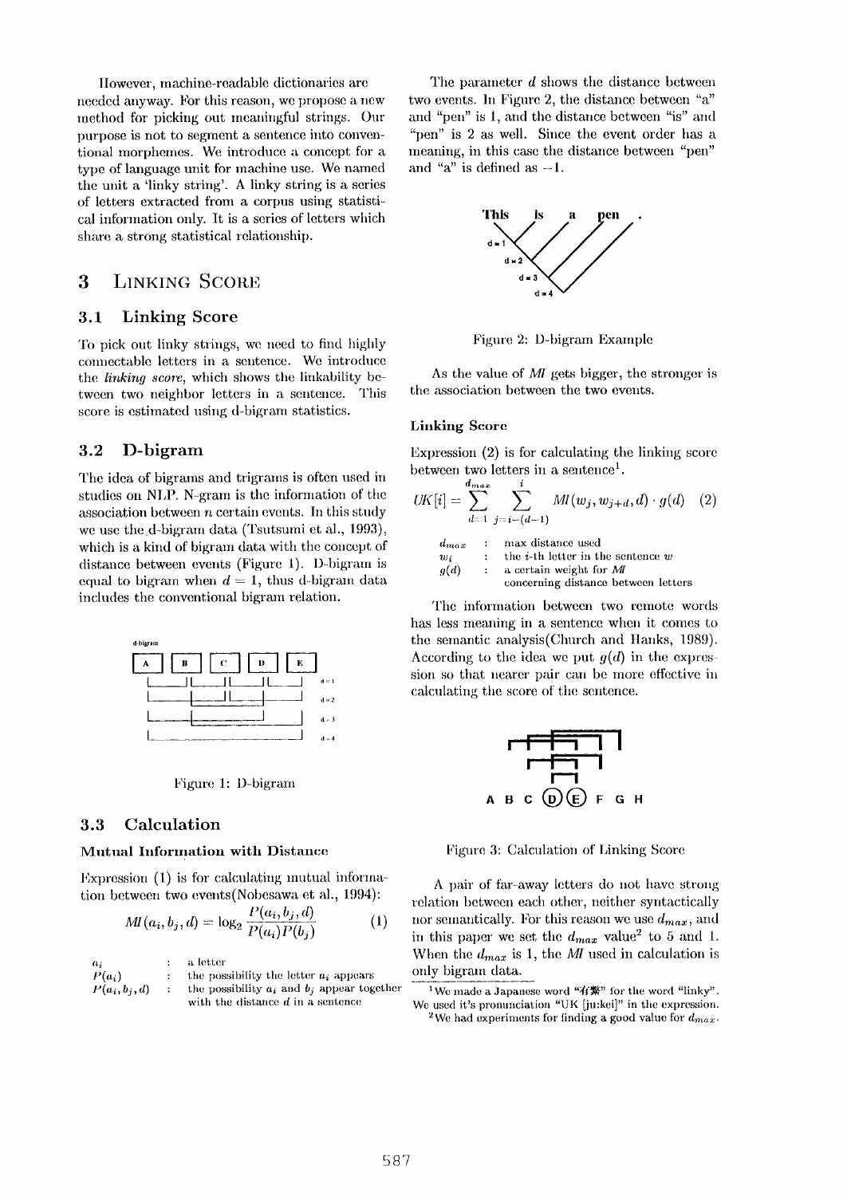However, machine-readable dictionaries are needed anyway. For this reason, we propose a new method for picking out meaningful strings. Our purpose is not to segment a sentence into conventional morphemes. We introduce a concept for a type of language unit for machine use. We named the unit a 'linky string'. A linky string is a series of letters extracted from a corpus using statistical information only. It is a series of letters which share a strong statistical relationship.

## 3 Linking Score

### 3.1 Linking Score

To pick out linky strings, we need to find highly connectable letters in a sentence. We introduce the *linking score*, which shows the linkability between two neighbor letters in a sentence. This score is estimated using d-bigram statistics.

### 3.2 D-bigram

The idea of bigrams and trigrams is often used in studies on NLP. N-gram is the information of the association between $n$ certain events. In this study we use the d-bigram data (Tsutsumi et al., 1993), which is a kind of bigram data with the concept of distance between events (Figure 1). D-bigram is equal to bigram when $d = 1$, thus d-bigram data includes the conventional bigram relation.

Figure 1: D-bigram

### 3.3 Calculation

#### Mutual Information with Distance

Expression (1) is for calculating mutual information between two events(Nobesawa et al., 1994):

$$MI(a_i, b_j, d) = \log_2 \frac{P(a_i, b_j, d)}{P(a_i)P(b_j)} \qquad (1)$$

- $a_i$ : a letter
- $P(a_i)$ : the possibility the letter $a_i$ appears
- $P(a_i, b_j, d)$ : the possibility $a_i$ and $b_j$ appear together with the distance $d$ in a sentence

The parameter $d$ shows the distance between two events. In Figure 2, the distance between "a" and "pen" is 1, and the distance between "is" and "pen" is 2 as well. Since the event order has a meaning, in this case the distance between "pen" and "a" is defined as $-1$.

Figure 2: D-bigram Example

As the value of $MI$ gets bigger, the stronger is the association between the two events.

#### Linking Score

Expression (2) is for calculating the linking score between two letters in a sentence[1].

$$UK[i] = \sum_{d=1}^{d_{max}} \sum_{j=i-(d-1)}^{i} MI(w_j, w_{j+d}, d) \cdot g(d) \qquad (2)$$

- $d_{max}$ : max distance used
- $w_i$ : the $i$-th letter in the sentence $w$
- $g(d)$ : a certain weight for $MI$ concerning distance between letters

The information between two remote words has less meaning in a sentence when it comes to the semantic analysis(Church and Hanks, 1989). According to the idea we put $g(d)$ in the expression so that nearer pair can be more effective in calculating the score of the sentence.

Figure 3: Calculation of Linking Score

A pair of far-away letters do not have strong relation between each other, neither syntactically nor semantically. For this reason we use $d_{max}$, and in this paper we set the $d_{max}$ value[2] to 5 and 1. When the $d_{max}$ is 1, the $MI$ used in calculation is only bigram data.

[1] We made a Japanese word "有繋" for the word "linky". We used it's pronunciation "UK [ju:kei]" in the expression.

[2] We had experiments for finding a good value for $d_{max}$.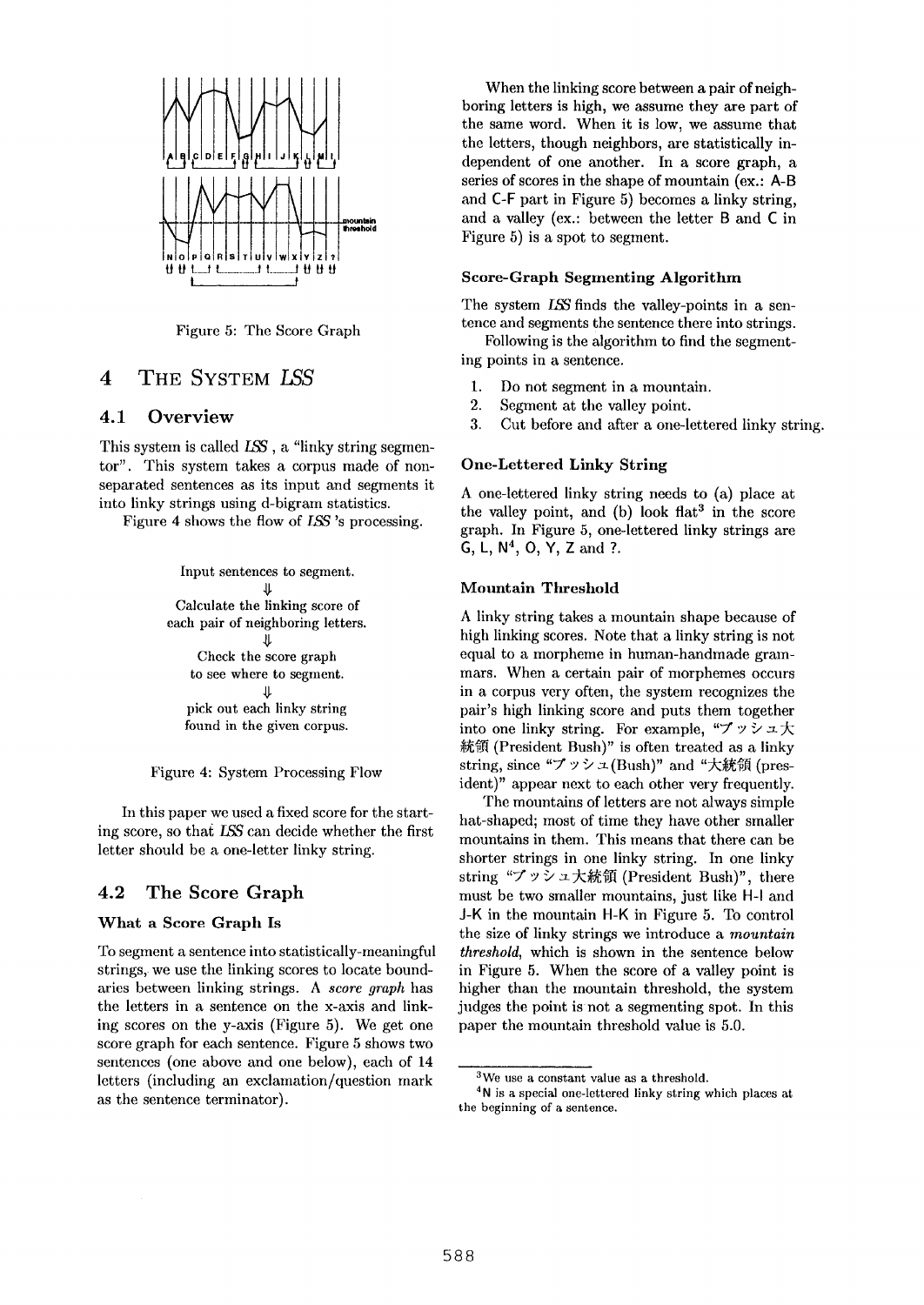Figure 5: The Score Graph

## 4 THE SYSTEM *LSS*

### 4.1 Overview

This system is called *LSS*, a "linky string segmentor". This system takes a corpus made of non-separated sentences as its input and segments it into linky strings using d-bigram statistics.

Figure 4 shows the flow of *LSS*'s processing.

Input sentences to segment.
⇓
Calculate the linking score of each pair of neighboring letters.
⇓
Check the score graph to see where to segment.
⇓
pick out each linky string found in the given corpus.

Figure 4: System Processing Flow

In this paper we used a fixed score for the starting score, so that *LSS* can decide whether the first letter should be a one-letter linky string.

### 4.2 The Score Graph

#### What a Score Graph Is

To segment a sentence into statistically-meaningful strings, we use the linking scores to locate boundaries between linking strings. A *score graph* has the letters in a sentence on the x-axis and linking scores on the y-axis (Figure 5). We get one score graph for each sentence. Figure 5 shows two sentences (one above and one below), each of 14 letters (including an exclamation/question mark as the sentence terminator).

When the linking score between a pair of neighboring letters is high, we assume they are part of the same word. When it is low, we assume that the letters, though neighbors, are statistically independent of one another. In a score graph, a series of scores in the shape of mountain (ex.: A-B and C-F part in Figure 5) becomes a linky string, and a valley (ex.: between the letter B and C in Figure 5) is a spot to segment.

#### Score-Graph Segmenting Algorithm

The system *LSS* finds the valley-points in a sentence and segments the sentence there into strings.

Following is the algorithm to find the segmenting points in a sentence.

1. Do not segment in a mountain.
2. Segment at the valley point.
3. Cut before and after a one-lettered linky string.

#### One-Lettered Linky String

A one-lettered linky string needs to (a) place at the valley point, and (b) look flat[3] in the score graph. In Figure 5, one-lettered linky strings are G, L, N[4], O, Y, Z and ?.

#### Mountain Threshold

A linky string takes a mountain shape because of high linking scores. Note that a linky string is not equal to a morpheme in human-handmade grammars. When a certain pair of morphemes occurs in a corpus very often, the system recognizes the pair's high linking score and puts them together into one linky string. For example, "ブッシュ大統領 (President Bush)" is often treated as a linky string, since "ブッシュ(Bush)" and "大統領 (president)" appear next to each other very frequently.

The mountains of letters are not always simple hat-shaped; most of time they have other smaller mountains in them. This means that there can be shorter strings in one linky string. In one linky string "ブッシュ大統領 (President Bush)", there must be two smaller mountains, just like H-I and J-K in the mountain H-K in Figure 5. To control the size of linky strings we introduce a *mountain threshold*, which is shown in the sentence below in Figure 5. When the score of a valley point is higher than the mountain threshold, the system judges the point is not a segmenting spot. In this paper the mountain threshold value is 5.0.

---

[3] We use a constant value as a threshold.

[4] N is a special one-lettered linky string which places at the beginning of a sentence.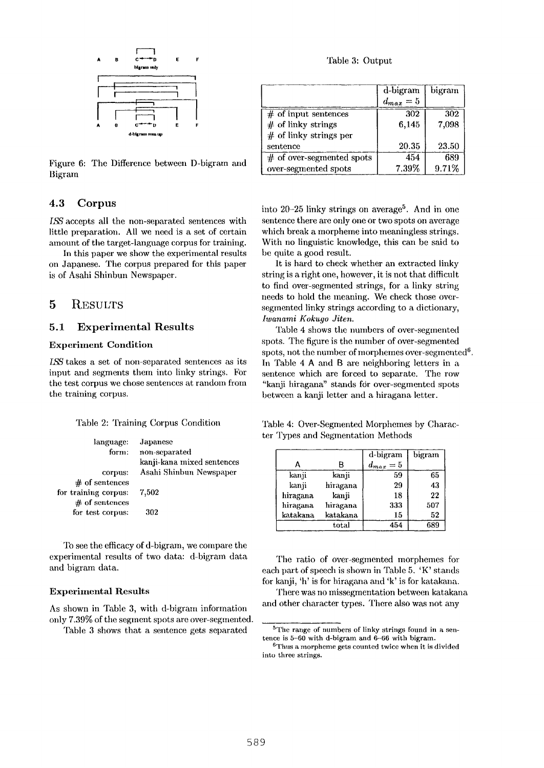Figure 6: The Difference between D-bigram and Bigram

## 4.3 Corpus

*ISS* accepts all the non-separated sentences with little preparation. All we need is a set of certain amount of the target-language corpus for training.

In this paper we show the experimental results on Japanese. The corpus prepared for this paper is of Asahi Shinbun Newspaper.

# 5 RESULTS

## 5.1 Experimental Results

### Experiment Condition

*ISS* takes a set of non-separated sentences as its input and segments them into linky strings. For the test corpus we chose sentences at random from the training corpus.

Table 2: Training Corpus Condition

| | |
|---|---|
| language: | Japanese |
| form: | non-separated kanji-kana mixed sentences |
| corpus: | Asahi Shinbun Newspaper |
| # of sentences for training corpus: | 7,502 |
| # of sentences for test corpus: | 302 |

To see the efficacy of d-bigram, we compare the experimental results of two data: d-bigram data and bigram data.

### Experimental Results

As shown in Table 3, with d-bigram information only 7.39% of the segment spots are over-segmented.

Table 3 shows that a sentence gets separated into 20–25 linky strings on average[5]. And in one sentence there are only one or two spots on average which break a morpheme into meaningless strings. With no linguistic knowledge, this can be said to be quite a good result.

Table 3: Output

| | d-bigram $d_{max} = 5$ | bigram |
|---|---|---|
| # of input sentences | 302 | 302 |
| # of linky strings | 6,145 | 7,098 |
| # of linky strings per sentence | 20.35 | 23.50 |
| # of over-segmented spots | 454 | 689 |
| over-segmented spots | 7.39% | 9.71% |

It is hard to check whether an extracted linky string is a right one, however, it is not that difficult to find over-segmented strings, for a linky string needs to hold the meaning. We check those over-segmented linky strings according to a dictionary, *Iwanami Kokugo Jiten*.

Table 4 shows the numbers of over-segmented spots. The figure is the number of over-segmented spots, not the number of morphemes over-segmented[6]. In Table 4 A and B are neighboring letters in a sentence which are forced to separate. The row "kanji hiragana" stands for over-segmented spots between a kanji letter and a hiragana letter.

Table 4: Over-Segmented Morphemes by Character Types and Segmentation Methods

| A | B | d-bigram $d_{max} = 5$ | bigram |
|---|---|---|---|
| kanji | kanji | 59 | 65 |
| kanji | hiragana | 29 | 43 |
| hiragana | kanji | 18 | 22 |
| hiragana | hiragana | 333 | 507 |
| katakana | katakana | 15 | 52 |
| | total | 454 | 689 |

The ratio of over-segmented morphemes for each part of speech is shown in Table 5. 'K' stands for kanji, 'h' is for hiragana and 'k' is for katakana.

There was no missegmentation between katakana and other character types. There also was not any

[5] The range of numbers of linky strings found in a sentence is 5–60 with d-bigram and 6–66 with bigram.

[6] Thus a morpheme gets counted twice when it is divided into three strings.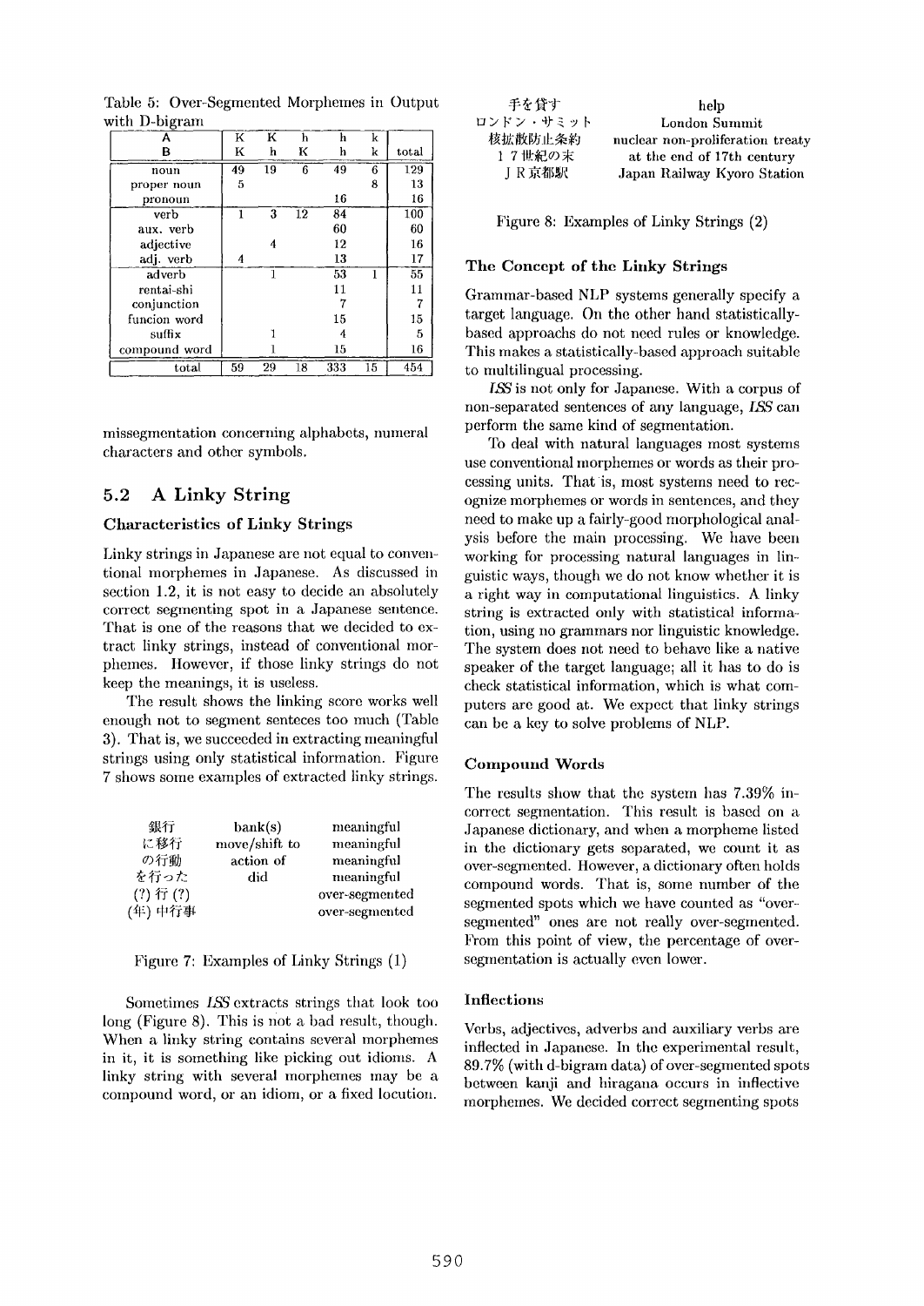Table 5: Over-Segmented Morphemes in Output with D-bigram

| A | K | K | h | h | k | |
|---|---|---|---|---|---|---|
| **B** | K | h | K | h | k | total |
| noun | 49 | 19 | 6 | 49 | 6 | 129 |
| proper noun | 5 | | | | 8 | 13 |
| pronoun | | | | 16 | | 16 |
| verb | 1 | 3 | 12 | 84 | | 100 |
| aux. verb | | | | 60 | | 60 |
| adjective | | 4 | | 12 | | 16 |
| adj. verb | 4 | | | 13 | | 17 |
| adverb | | 1 | | 53 | 1 | 55 |
| rentai-shi | | | | 11 | | 11 |
| conjunction | | | | 7 | | 7 |
| funcion word | | | | 15 | | 15 |
| suffix | | 1 | | 4 | | 5 |
| compound word | | 1 | | 15 | | 16 |
| total | 59 | 29 | 18 | 333 | 15 | 454 |

missegmentation concerning alphabets, numeral characters and other symbols.

## 5.2 A Linky String

### Characteristics of Linky Strings

Linky strings in Japanese are not equal to conventional morphemes in Japanese. As discussed in section 1.2, it is not easy to decide an absolutely correct segmenting spot in a Japanese sentence. That is one of the reasons that we decided to extract linky strings, instead of conventional morphemes. However, if those linky strings do not keep the meanings, it is useless.

The result shows the linking score works well enough not to segment senteces too much (Table 3). That is, we succeeded in extracting meaningful strings using only statistical information. Figure 7 shows some examples of extracted linky strings.

| | | |
|---|---|---|
| 銀行 | bank(s) | meaningful |
| に移行 | move/shift to | meaningful |
| の行動 | action of | meaningful |
| を行った | did | meaningful |
| (?) 行 (?) | | over-segmented |
| (年) 中行事 | | over-segmented |

Figure 7: Examples of Linky Strings (1)

Sometimes *ISS* extracts strings that look too long (Figure 8). This is not a bad result, though. When a linky string contains several morphemes in it, it is something like picking out idioms. A linky string with several morphemes may be a compound word, or an idiom, or a fixed locution.

| | |
|---|---|
| 手を貸す | help |
| ロンドン・サミット | London Summit |
| 核拡散防止条約 | nuclear non-proliferation treaty |
| １７世紀の末 | at the end of 17th century |
| ＪＲ京都駅 | Japan Railway Kyoro Station |

Figure 8: Examples of Linky Strings (2)

### The Concept of the Linky Strings

Grammar-based NLP systems generally specify a target language. On the other hand statistically-based approachs do not need rules or knowledge. This makes a statistically-based approach suitable to multilingual processing.

*ISS* is not only for Japanese. With a corpus of non-separated sentences of any language, *ISS* can perform the same kind of segmentation.

To deal with natural languages most systems use conventional morphemes or words as their processing units. That is, most systems need to recognize morphemes or words in sentences, and they need to make up a fairly-good morphological analysis before the main processing. We have been working for processing natural languages in linguistic ways, though we do not know whether it is a right way in computational linguistics. A linky string is extracted only with statistical information, using no grammars nor linguistic knowledge. The system does not need to behave like a native speaker of the target language; all it has to do is check statistical information, which is what computers are good at. We expect that linky strings can be a key to solve problems of NLP.

### Compound Words

The results show that the system has 7.39% incorrect segmentation. This result is based on a Japanese dictionary, and when a morpheme listed in the dictionary gets separated, we count it as over-segmented. However, a dictionary often holds compound words. That is, some number of the segmented spots which we have counted as "over-segmented" ones are not really over-segmented. From this point of view, the percentage of over-segmentation is actually even lower.

### Inflections

Verbs, adjectives, adverbs and auxiliary verbs are inflected in Japanese. In the experimental result, 89.7% (with d-bigram data) of over-segmented spots between kanji and hiragana occurs in inflective morphemes. We decided correct segmenting spots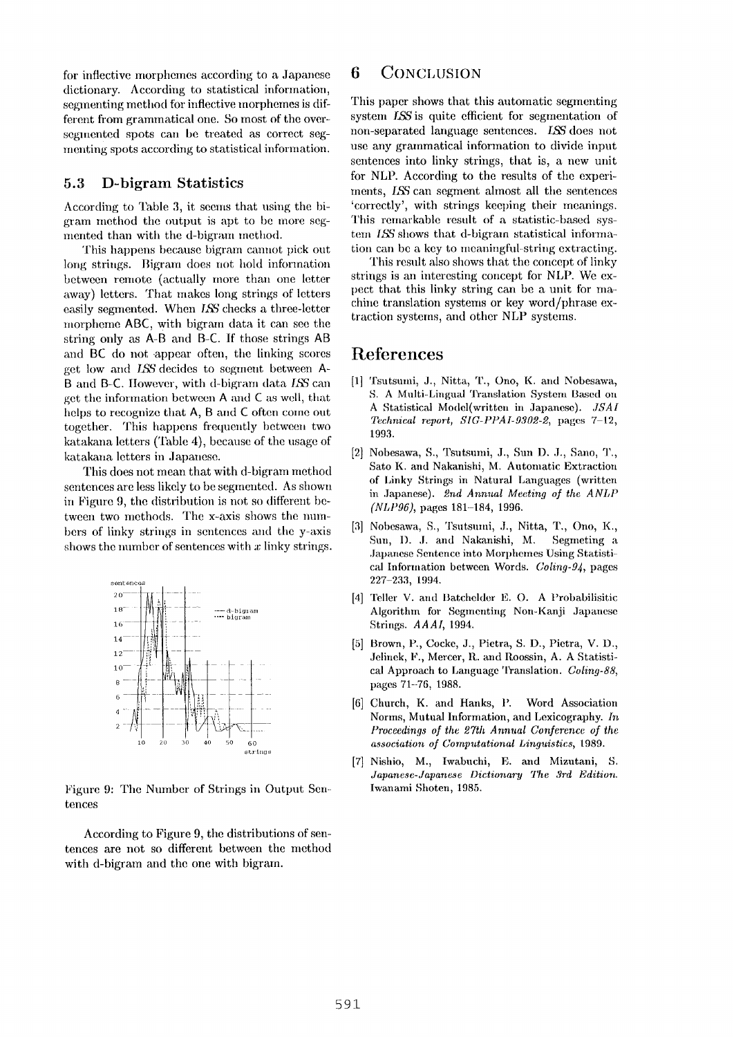for inflective morphemes according to a Japanese dictionary. According to statistical information, segmenting method for inflective morphemes is different from grammatical one. So most of the over-segmented spots can be treated as correct segmenting spots according to statistical information.

### 5.3 D-bigram Statistics

According to Table 3, it seems that using the bigram method the output is apt to be more segmented than with the d-bigram method.

This happens because bigram cannot pick out long strings. Bigram does not hold information between remote (actually more than one letter away) letters. That makes long strings of letters easily segmented. When *LSS* checks a three-letter morpheme ABC, with bigram data it can see the string only as A-B and B-C. If those strings AB and BC do not appear often, the linking scores get low and *LSS* decides to segment between A-B and B-C. However, with d-bigram data *LSS* can get the information between A and C as well, that helps to recognize that A, B and C often come out together. This happens frequently between two katakana letters (Table 4), because of the usage of katakana letters in Japanese.

This does not mean that with d-bigram method sentences are less likely to be segmented. As shown in Figure 9, the distribution is not so different between two methods. The x-axis shows the numbers of linky strings in sentences and the y-axis shows the number of sentences with $x$ linky strings.

sentences
20
18
16
14
12
10
8
6
4
2
10 20 30 40 50 60
strings
d-bigram
bigram

Figure 9: The Number of Strings in Output Sentences

According to Figure 9, the distributions of sentences are not so different between the method with d-bigram and the one with bigram.

## 6 Conclusion

This paper shows that this automatic segmenting system *LSS* is quite efficient for segmentation of non-separated language sentences. *LSS* does not use any grammatical information to divide input sentences into linky strings, that is, a new unit for NLP. According to the results of the experiments, *LSS* can segment almost all the sentences 'correctly', with strings keeping their meanings. This remarkable result of a statistic-based system *LSS* shows that d-bigram statistical information can be a key to meaningful-string extracting.

This result also shows that the concept of linky strings is an interesting concept for NLP. We expect that this linky string can be a unit for machine translation systems or key word/phrase extraction systems, and other NLP systems.

## References

[1] Tsutsumi, J., Nitta, T., Ono, K. and Nobesawa, S. A Multi-Lingual Translation System Based on A Statistical Model(written in Japanese). *JSAI Technical report, SIG-PPAI-9302-2*, pages 7–12, 1993.

[2] Nobesawa, S., Tsutsumi, J., Sun D. J., Sano, T., Sato K. and Nakanishi, M. Automatic Extraction of Linky Strings in Natural Languages (written in Japanese). *2nd Annual Meeting of the ANLP (NLP96)*, pages 181–184, 1996.

[3] Nobesawa, S., Tsutsumi, J., Nitta, T., Ono, K., Sun, D. J. and Nakanishi, M. Segmeting a Japanese Sentence into Morphemes Using Statistical Information between Words. *Coling-94*, pages 227–233, 1994.

[4] Teller V. and Batchelder E. O. A Probabilisitic Algorithm for Segmenting Non-Kanji Japanese Strings. *AAAI*, 1994.

[5] Brown, P., Cocke, J., Pietra, S. D., Pietra, V. D., Jelinek, F., Mercer, R. and Roossin, A. A Statistical Approach to Language Translation. *Coling-88*, pages 71–76, 1988.

[6] Church, K. and Hanks, P. Word Association Norms, Mutual Information, and Lexicography. *In Proceedings of the 27th Annual Conference of the association of Computational Linguistics*, 1989.

[7] Nishio, M., Iwabuchi, E. and Mizutani, S. *Japanese-Japanese Dictionary The 3rd Edition.* Iwanami Shoten, 1985.